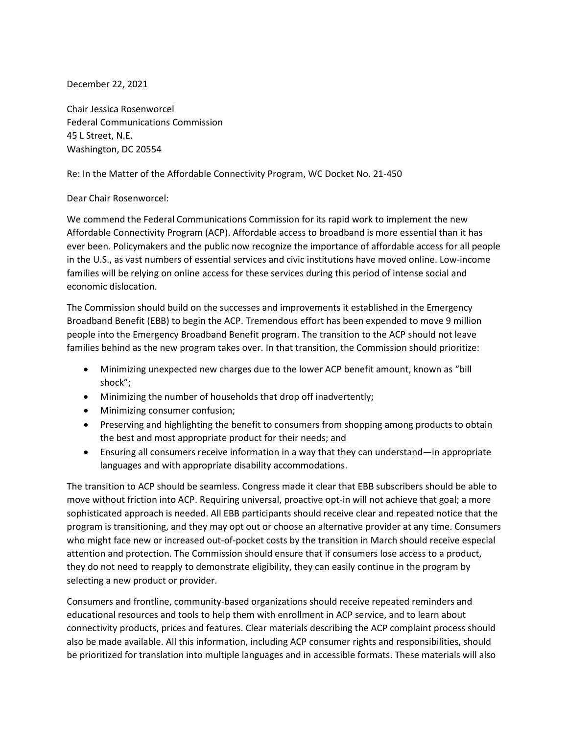December 22, 2021

Chair Jessica Rosenworcel
Federal Communications Commission
45 L Street, N.E.
Washington, DC 20554

Re: In the Matter of the Affordable Connectivity Program, WC Docket No. 21-450

Dear Chair Rosenworcel:

We commend the Federal Communications Commission for its rapid work to implement the new Affordable Connectivity Program (ACP). Affordable access to broadband is more essential than it has ever been. Policymakers and the public now recognize the importance of affordable access for all people in the U.S., as vast numbers of essential services and civic institutions have moved online. Low-income families will be relying on online access for these services during this period of intense social and economic dislocation.

The Commission should build on the successes and improvements it established in the Emergency Broadband Benefit (EBB) to begin the ACP. Tremendous effort has been expended to move 9 million people into the Emergency Broadband Benefit program. The transition to the ACP should not leave families behind as the new program takes over. In that transition, the Commission should prioritize:

- Minimizing unexpected new charges due to the lower ACP benefit amount, known as "bill shock";
- Minimizing the number of households that drop off inadvertently;
- Minimizing consumer confusion;
- Preserving and highlighting the benefit to consumers from shopping among products to obtain the best and most appropriate product for their needs; and
- Ensuring all consumers receive information in a way that they can understand—in appropriate languages and with appropriate disability accommodations.

The transition to ACP should be seamless. Congress made it clear that EBB subscribers should be able to move without friction into ACP. Requiring universal, proactive opt-in will not achieve that goal; a more sophisticated approach is needed. All EBB participants should receive clear and repeated notice that the program is transitioning, and they may opt out or choose an alternative provider at any time. Consumers who might face new or increased out-of-pocket costs by the transition in March should receive especial attention and protection. The Commission should ensure that if consumers lose access to a product, they do not need to reapply to demonstrate eligibility, they can easily continue in the program by selecting a new product or provider.

Consumers and frontline, community-based organizations should receive repeated reminders and educational resources and tools to help them with enrollment in ACP service, and to learn about connectivity products, prices and features. Clear materials describing the ACP complaint process should also be made available. All this information, including ACP consumer rights and responsibilities, should be prioritized for translation into multiple languages and in accessible formats. These materials will also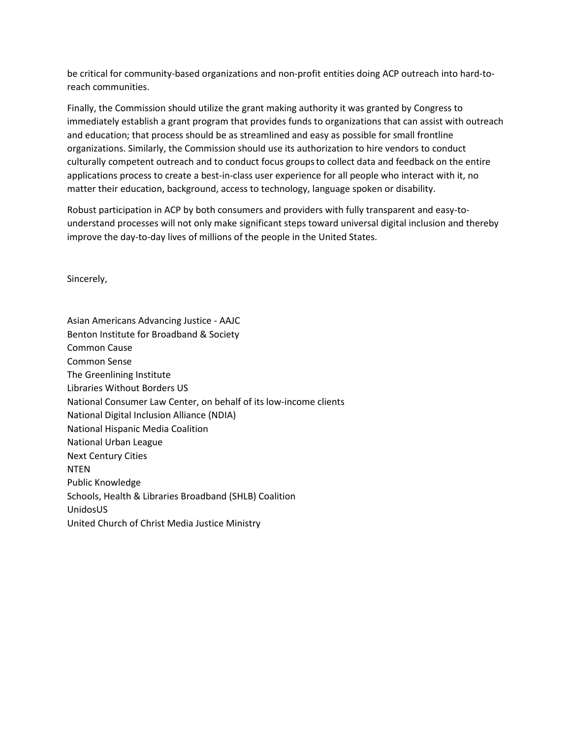be critical for community-based organizations and non-profit entities doing ACP outreach into hard-to-reach communities.

Finally, the Commission should utilize the grant making authority it was granted by Congress to immediately establish a grant program that provides funds to organizations that can assist with outreach and education; that process should be as streamlined and easy as possible for small frontline organizations. Similarly, the Commission should use its authorization to hire vendors to conduct culturally competent outreach and to conduct focus groups to collect data and feedback on the entire applications process to create a best-in-class user experience for all people who interact with it, no matter their education, background, access to technology, language spoken or disability.

Robust participation in ACP by both consumers and providers with fully transparent and easy-to-understand processes will not only make significant steps toward universal digital inclusion and thereby improve the day-to-day lives of millions of the people in the United States.

Sincerely,

Asian Americans Advancing Justice - AAJC
Benton Institute for Broadband & Society
Common Cause
Common Sense
The Greenlining Institute
Libraries Without Borders US
National Consumer Law Center, on behalf of its low-income clients
National Digital Inclusion Alliance (NDIA)
National Hispanic Media Coalition
National Urban League
Next Century Cities
NTEN
Public Knowledge
Schools, Health & Libraries Broadband (SHLB) Coalition
UnidosUS
United Church of Christ Media Justice Ministry